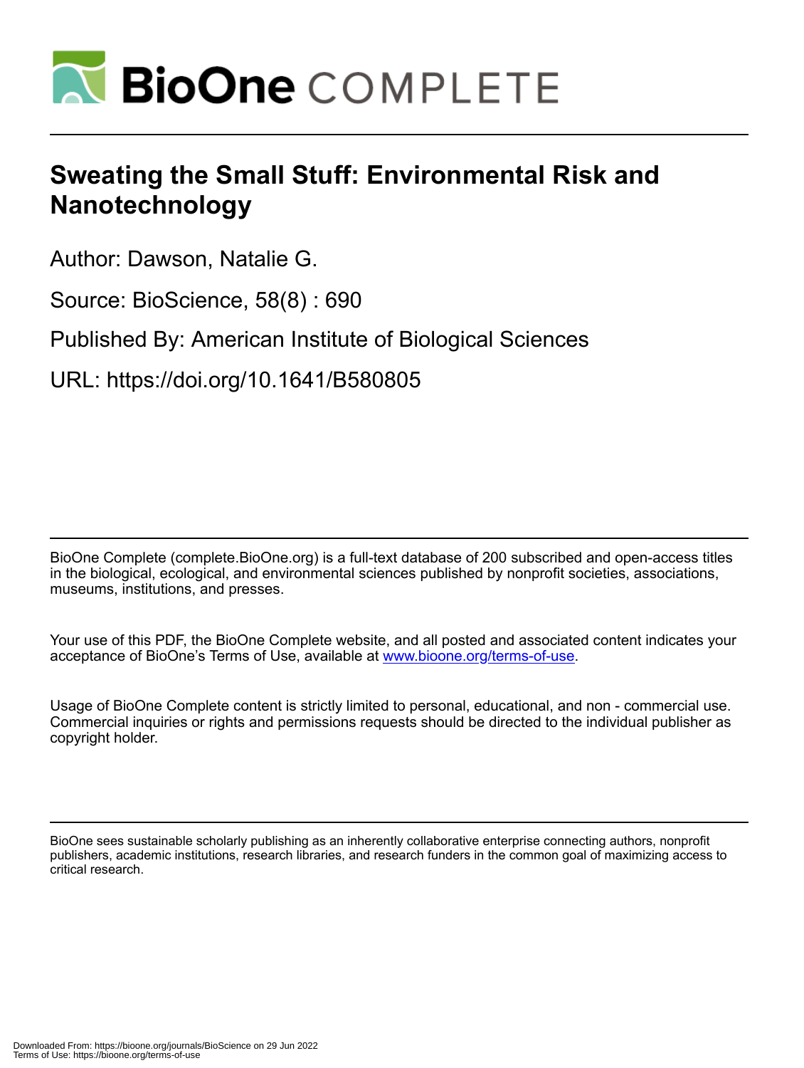# Sweating the Small Stuff: Environmental Risk and Nanotechnology

Author: Dawson, Natalie G.

Source: BioScience, 58(8) : 690

Published By: American Institute of Biological Sciences

URL: https://doi.org/10.1641/B580805

BioOne Complete (complete.BioOne.org) is a full-text database of 200 subscribed and open-access titles in the biological, ecological, and environmental sciences published by nonprofit societies, associations, museums, institutions, and presses.

Your use of this PDF, the BioOne Complete website, and all posted and associated content indicates your acceptance of BioOne's Terms of Use, available at www.bioone.org/terms-of-use.

Usage of BioOne Complete content is strictly limited to personal, educational, and non - commercial use. Commercial inquiries or rights and permissions requests should be directed to the individual publisher as copyright holder.

BioOne sees sustainable scholarly publishing as an inherently collaborative enterprise connecting authors, nonprofit publishers, academic institutions, research libraries, and research funders in the common goal of maximizing access to critical research.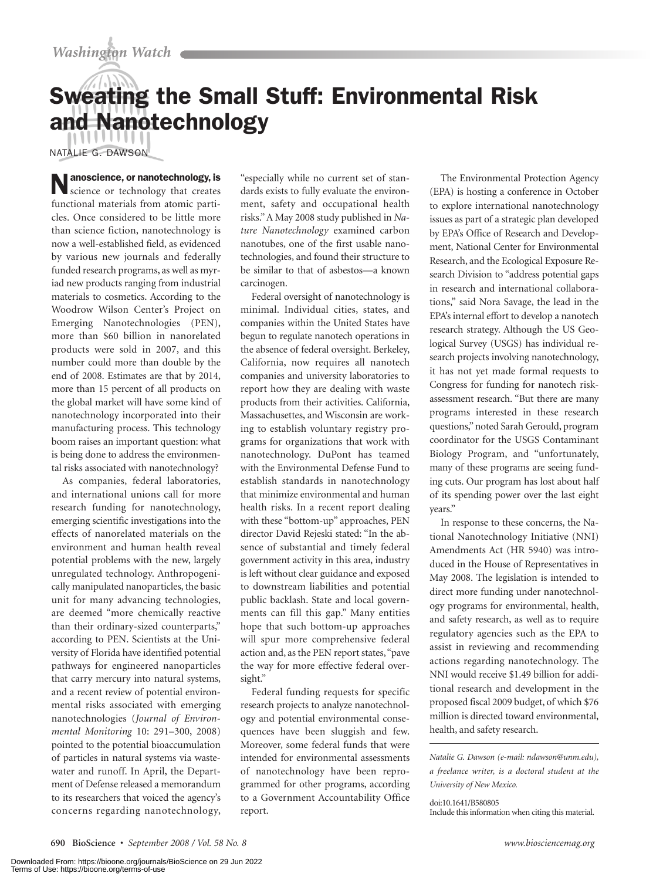*Washington Watch*

# Sweating the Small Stuff: Environmental Risk and Nanotechnology

NATALIE G. DAWSON

**Nanoscience, or nanotechnology, is** science or technology that creates functional materials from atomic particles. Once considered to be little more than science fiction, nanotechnology is now a well-established field, as evidenced by various new journals and federally funded research programs, as well as myriad new products ranging from industrial materials to cosmetics. According to the Woodrow Wilson Center's Project on Emerging Nanotechnologies (PEN), more than $60 billion in nanorelated products were sold in 2007, and this number could more than double by the end of 2008. Estimates are that by 2014, more than 15 percent of all products on the global market will have some kind of nanotechnology incorporated into their manufacturing process. This technology boom raises an important question: what is being done to address the environmental risks associated with nanotechnology?

As companies, federal laboratories, and international unions call for more research funding for nanotechnology, emerging scientific investigations into the effects of nanorelated materials on the environment and human health reveal potential problems with the new, largely unregulated technology. Anthropogenically manipulated nanoparticles, the basic unit for many advancing technologies, are deemed "more chemically reactive than their ordinary-sized counterparts," according to PEN. Scientists at the University of Florida have identified potential pathways for engineered nanoparticles that carry mercury into natural systems, and a recent review of potential environmental risks associated with emerging nanotechnologies (*Journal of Environmental Monitoring* 10: 291–300, 2008) pointed to the potential bioaccumulation of particles in natural systems via wastewater and runoff. In April, the Department of Defense released a memorandum to its researchers that voiced the agency's concerns regarding nanotechnology, "especially while no current set of standards exists to fully evaluate the environment, safety and occupational health risks." A May 2008 study published in *Nature Nanotechnology* examined carbon nanotubes, one of the first usable nanotechnologies, and found their structure to be similar to that of asbestos—a known carcinogen.

Federal oversight of nanotechnology is minimal. Individual cities, states, and companies within the United States have begun to regulate nanotech operations in the absence of federal oversight. Berkeley, California, now requires all nanotech companies and university laboratories to report how they are dealing with waste products from their activities. California, Massachusetts, and Wisconsin are working to establish voluntary registry programs for organizations that work with nanotechnology. DuPont has teamed with the Environmental Defense Fund to establish standards in nanotechnology that minimize environmental and human health risks. In a recent report dealing with these "bottom-up" approaches, PEN director David Rejeski stated: "In the absence of substantial and timely federal government activity in this area, industry is left without clear guidance and exposed to downstream liabilities and potential public backlash. State and local governments can fill this gap." Many entities hope that such bottom-up approaches will spur more comprehensive federal action and, as the PEN report states, "pave the way for more effective federal oversight."

Federal funding requests for specific research projects to analyze nanotechnology and potential environmental consequences have been sluggish and few. Moreover, some federal funds that were intended for environmental assessments of nanotechnology have been reprogrammed for other programs, according to a Government Accountability Office report.

The Environmental Protection Agency (EPA) is hosting a conference in October to explore international nanotechnology issues as part of a strategic plan developed by EPA's Office of Research and Development, National Center for Environmental Research, and the Ecological Exposure Research Division to "address potential gaps in research and international collaborations," said Nora Savage, the lead in the EPA's internal effort to develop a nanotech research strategy. Although the US Geological Survey (USGS) has individual research projects involving nanotechnology, it has not yet made formal requests to Congress for funding for nanotech risk-assessment research. "But there are many programs interested in these research questions," noted Sarah Gerould, program coordinator for the USGS Contaminant Biology Program, and "unfortunately, many of these programs are seeing funding cuts. Our program has lost about half of its spending power over the last eight years."

In response to these concerns, the National Nanotechnology Initiative (NNI) Amendments Act (HR 5940) was introduced in the House of Representatives in May 2008. The legislation is intended to direct more funding under nanotechnology programs for environmental, health, and safety research, as well as to require regulatory agencies such as the EPA to assist in reviewing and recommending actions regarding nanotechnology. The NNI would receive $1.49 billion for additional research and development in the proposed fiscal 2009 budget, of which $76 million is directed toward environmental, health, and safety research.

---

*Natalie G. Dawson (e-mail: ndawson@unm.edu), a freelance writer, is a doctoral student at the University of New Mexico.*

doi:10.1641/B580805
Include this information when citing this material.